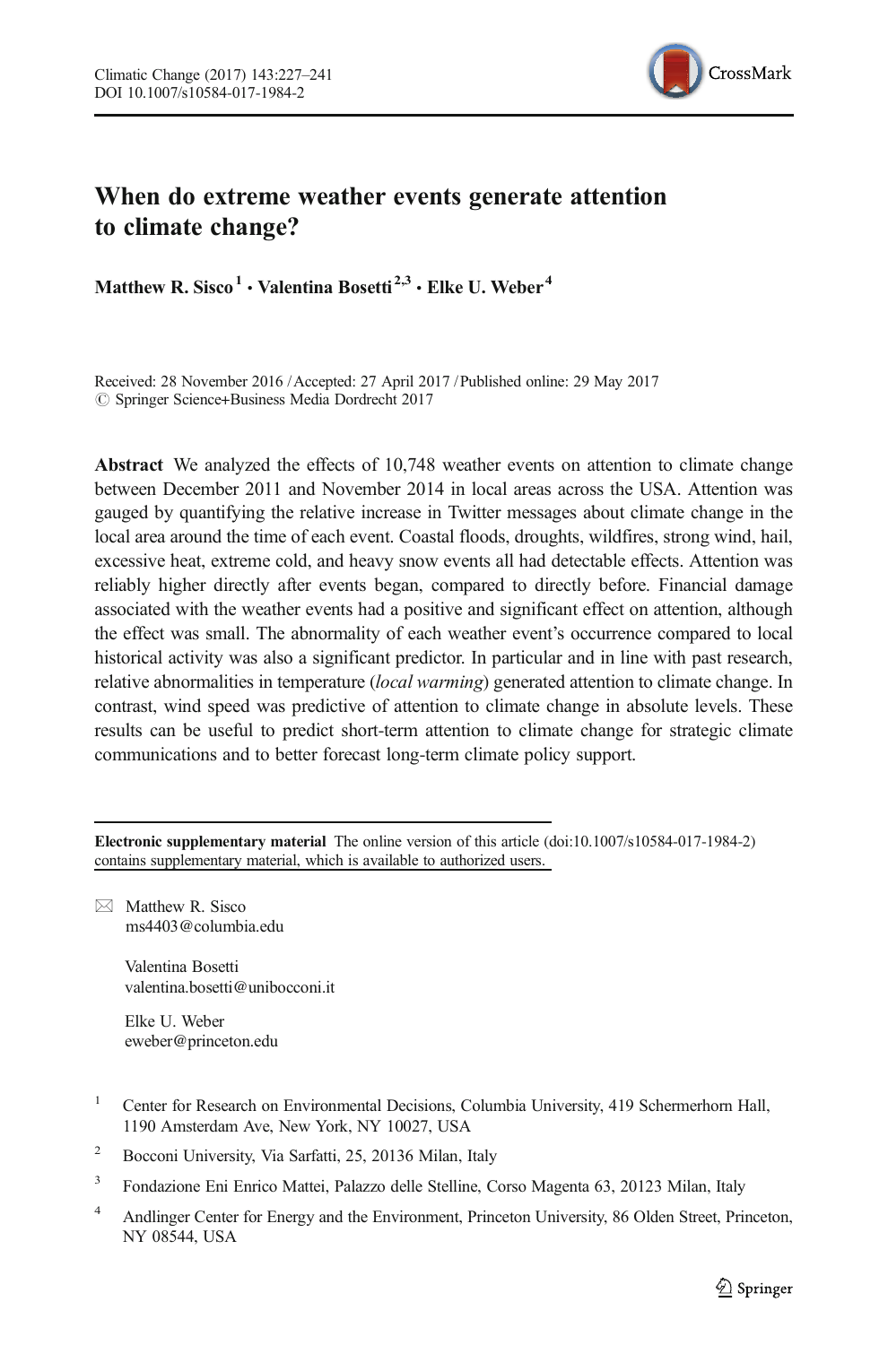# When do extreme weather events generate attention to climate change?

**Matthew R. Sisco[1] · Valentina Bosetti[2,3] · Elke U. Weber[4]**

Received: 28 November 2016 / Accepted: 27 April 2017 / Published online: 29 May 2017
© Springer Science+Business Media Dordrecht 2017

**Abstract** We analyzed the effects of 10,748 weather events on attention to climate change between December 2011 and November 2014 in local areas across the USA. Attention was gauged by quantifying the relative increase in Twitter messages about climate change in the local area around the time of each event. Coastal floods, droughts, wildfires, strong wind, hail, excessive heat, extreme cold, and heavy snow events all had detectable effects. Attention was reliably higher directly after events began, compared to directly before. Financial damage associated with the weather events had a positive and significant effect on attention, although the effect was small. The abnormality of each weather event's occurrence compared to local historical activity was also a significant predictor. In particular and in line with past research, relative abnormalities in temperature (*local warming*) generated attention to climate change. In contrast, wind speed was predictive of attention to climate change in absolute levels. These results can be useful to predict short-term attention to climate change for strategic climate communications and to better forecast long-term climate policy support.

**Electronic supplementary material** The online version of this article (doi:10.1007/s10584-017-1984-2) contains supplementary material, which is available to authorized users.

✉ Matthew R. Sisco
ms4403@columbia.edu

Valentina Bosetti
valentina.bosetti@unibocconi.it

Elke U. Weber
eweber@princeton.edu

[1] Center for Research on Environmental Decisions, Columbia University, 419 Schermerhorn Hall, 1190 Amsterdam Ave, New York, NY 10027, USA

[2] Bocconi University, Via Sarfatti, 25, 20136 Milan, Italy

[3] Fondazione Eni Enrico Mattei, Palazzo delle Stelline, Corso Magenta 63, 20123 Milan, Italy

[4] Andlinger Center for Energy and the Environment, Princeton University, 86 Olden Street, Princeton, NY 08544, USA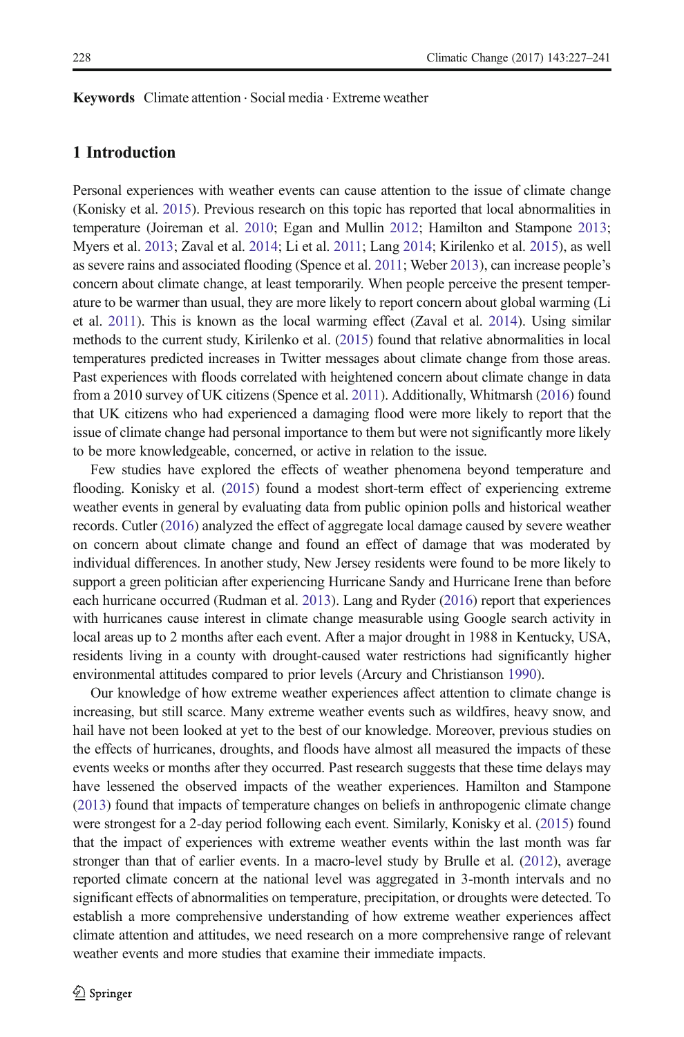**Keywords** Climate attention · Social media · Extreme weather

## 1 Introduction

Personal experiences with weather events can cause attention to the issue of climate change (Konisky et al. 2015). Previous research on this topic has reported that local abnormalities in temperature (Joireman et al. 2010; Egan and Mullin 2012; Hamilton and Stampone 2013; Myers et al. 2013; Zaval et al. 2014; Li et al. 2011; Lang 2014; Kirilenko et al. 2015), as well as severe rains and associated flooding (Spence et al. 2011; Weber 2013), can increase people's concern about climate change, at least temporarily. When people perceive the present temperature to be warmer than usual, they are more likely to report concern about global warming (Li et al. 2011). This is known as the local warming effect (Zaval et al. 2014). Using similar methods to the current study, Kirilenko et al. (2015) found that relative abnormalities in local temperatures predicted increases in Twitter messages about climate change from those areas. Past experiences with floods correlated with heightened concern about climate change in data from a 2010 survey of UK citizens (Spence et al. 2011). Additionally, Whitmarsh (2016) found that UK citizens who had experienced a damaging flood were more likely to report that the issue of climate change had personal importance to them but were not significantly more likely to be more knowledgeable, concerned, or active in relation to the issue.

Few studies have explored the effects of weather phenomena beyond temperature and flooding. Konisky et al. (2015) found a modest short-term effect of experiencing extreme weather events in general by evaluating data from public opinion polls and historical weather records. Cutler (2016) analyzed the effect of aggregate local damage caused by severe weather on concern about climate change and found an effect of damage that was moderated by individual differences. In another study, New Jersey residents were found to be more likely to support a green politician after experiencing Hurricane Sandy and Hurricane Irene than before each hurricane occurred (Rudman et al. 2013). Lang and Ryder (2016) report that experiences with hurricanes cause interest in climate change measurable using Google search activity in local areas up to 2 months after each event. After a major drought in 1988 in Kentucky, USA, residents living in a county with drought-caused water restrictions had significantly higher environmental attitudes compared to prior levels (Arcury and Christianson 1990).

Our knowledge of how extreme weather experiences affect attention to climate change is increasing, but still scarce. Many extreme weather events such as wildfires, heavy snow, and hail have not been looked at yet to the best of our knowledge. Moreover, previous studies on the effects of hurricanes, droughts, and floods have almost all measured the impacts of these events weeks or months after they occurred. Past research suggests that these time delays may have lessened the observed impacts of the weather experiences. Hamilton and Stampone (2013) found that impacts of temperature changes on beliefs in anthropogenic climate change were strongest for a 2-day period following each event. Similarly, Konisky et al. (2015) found that the impact of experiences with extreme weather events within the last month was far stronger than that of earlier events. In a macro-level study by Brulle et al. (2012), average reported climate concern at the national level was aggregated in 3-month intervals and no significant effects of abnormalities on temperature, precipitation, or droughts were detected. To establish a more comprehensive understanding of how extreme weather experiences affect climate attention and attitudes, we need research on a more comprehensive range of relevant weather events and more studies that examine their immediate impacts.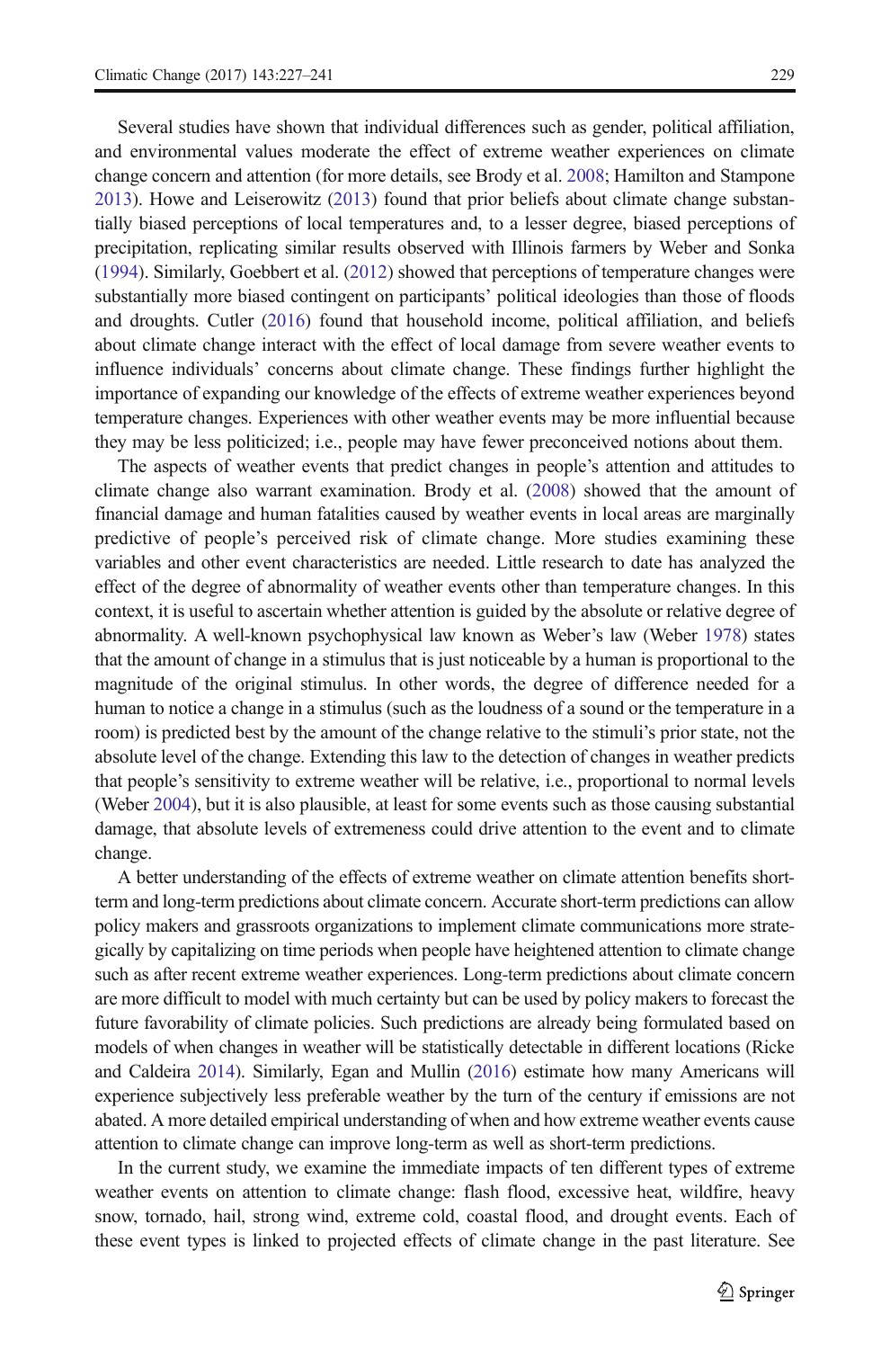Several studies have shown that individual differences such as gender, political affiliation, and environmental values moderate the effect of extreme weather experiences on climate change concern and attention (for more details, see Brody et al. 2008; Hamilton and Stampone 2013). Howe and Leiserowitz (2013) found that prior beliefs about climate change substantially biased perceptions of local temperatures and, to a lesser degree, biased perceptions of precipitation, replicating similar results observed with Illinois farmers by Weber and Sonka (1994). Similarly, Goebbert et al. (2012) showed that perceptions of temperature changes were substantially more biased contingent on participants' political ideologies than those of floods and droughts. Cutler (2016) found that household income, political affiliation, and beliefs about climate change interact with the effect of local damage from severe weather events to influence individuals' concerns about climate change. These findings further highlight the importance of expanding our knowledge of the effects of extreme weather experiences beyond temperature changes. Experiences with other weather events may be more influential because they may be less politicized; i.e., people may have fewer preconceived notions about them.

The aspects of weather events that predict changes in people's attention and attitudes to climate change also warrant examination. Brody et al. (2008) showed that the amount of financial damage and human fatalities caused by weather events in local areas are marginally predictive of people's perceived risk of climate change. More studies examining these variables and other event characteristics are needed. Little research to date has analyzed the effect of the degree of abnormality of weather events other than temperature changes. In this context, it is useful to ascertain whether attention is guided by the absolute or relative degree of abnormality. A well-known psychophysical law known as Weber's law (Weber 1978) states that the amount of change in a stimulus that is just noticeable by a human is proportional to the magnitude of the original stimulus. In other words, the degree of difference needed for a human to notice a change in a stimulus (such as the loudness of a sound or the temperature in a room) is predicted best by the amount of the change relative to the stimuli's prior state, not the absolute level of the change. Extending this law to the detection of changes in weather predicts that people's sensitivity to extreme weather will be relative, i.e., proportional to normal levels (Weber 2004), but it is also plausible, at least for some events such as those causing substantial damage, that absolute levels of extremeness could drive attention to the event and to climate change.

A better understanding of the effects of extreme weather on climate attention benefits short-term and long-term predictions about climate concern. Accurate short-term predictions can allow policy makers and grassroots organizations to implement climate communications more strategically by capitalizing on time periods when people have heightened attention to climate change such as after recent extreme weather experiences. Long-term predictions about climate concern are more difficult to model with much certainty but can be used by policy makers to forecast the future favorability of climate policies. Such predictions are already being formulated based on models of when changes in weather will be statistically detectable in different locations (Ricke and Caldeira 2014). Similarly, Egan and Mullin (2016) estimate how many Americans will experience subjectively less preferable weather by the turn of the century if emissions are not abated. A more detailed empirical understanding of when and how extreme weather events cause attention to climate change can improve long-term as well as short-term predictions.

In the current study, we examine the immediate impacts of ten different types of extreme weather events on attention to climate change: flash flood, excessive heat, wildfire, heavy snow, tornado, hail, strong wind, extreme cold, coastal flood, and drought events. Each of these event types is linked to projected effects of climate change in the past literature. See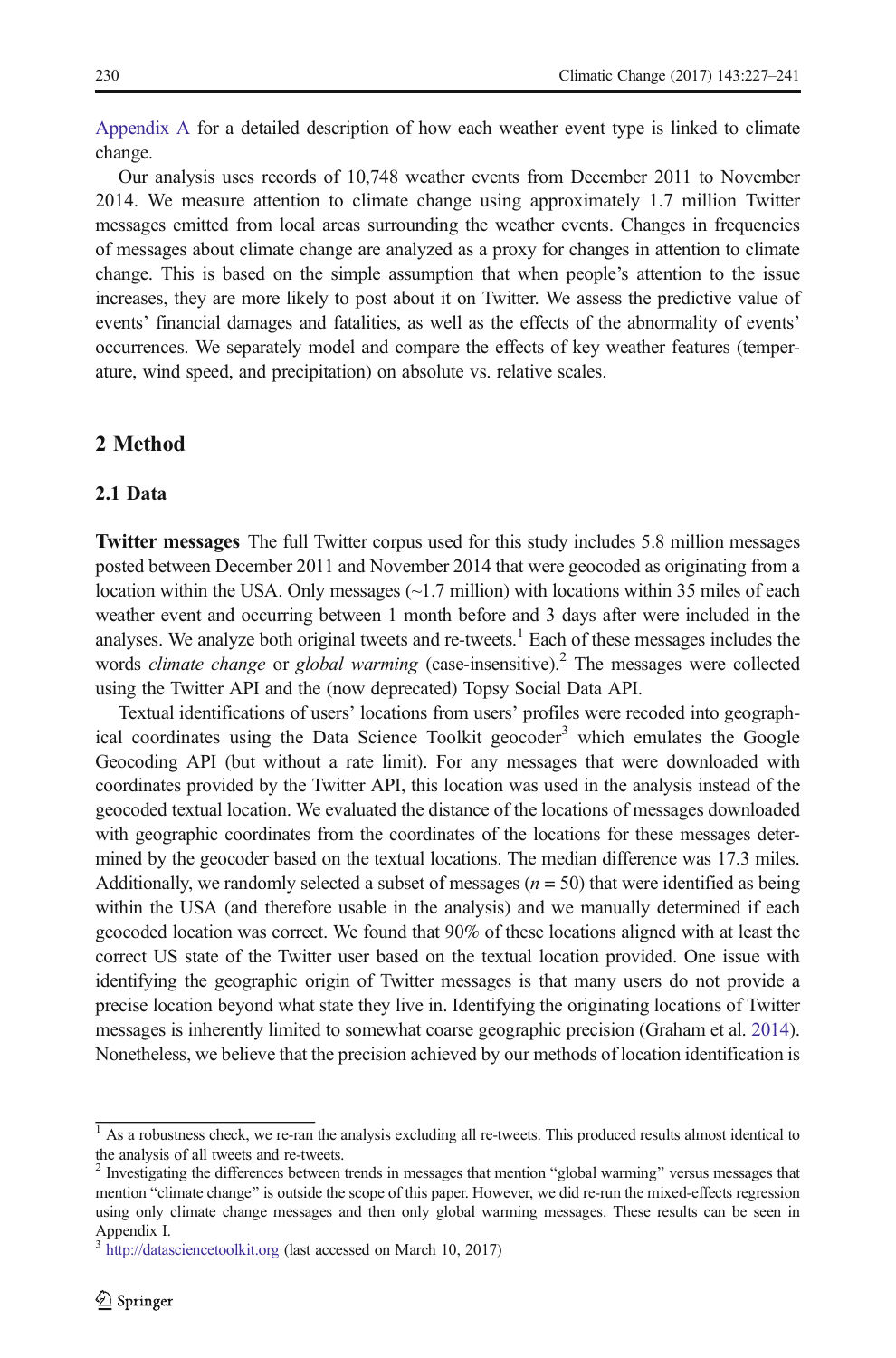Appendix A for a detailed description of how each weather event type is linked to climate change.

Our analysis uses records of 10,748 weather events from December 2011 to November 2014. We measure attention to climate change using approximately 1.7 million Twitter messages emitted from local areas surrounding the weather events. Changes in frequencies of messages about climate change are analyzed as a proxy for changes in attention to climate change. This is based on the simple assumption that when people's attention to the issue increases, they are more likely to post about it on Twitter. We assess the predictive value of events' financial damages and fatalities, as well as the effects of the abnormality of events' occurrences. We separately model and compare the effects of key weather features (temperature, wind speed, and precipitation) on absolute vs. relative scales.

## 2 Method

### 2.1 Data

**Twitter messages** The full Twitter corpus used for this study includes 5.8 million messages posted between December 2011 and November 2014 that were geocoded as originating from a location within the USA. Only messages (~1.7 million) with locations within 35 miles of each weather event and occurring between 1 month before and 3 days after were included in the analyses. We analyze both original tweets and re-tweets.[1] Each of these messages includes the words *climate change* or *global warming* (case-insensitive).[2] The messages were collected using the Twitter API and the (now deprecated) Topsy Social Data API.

Textual identifications of users' locations from users' profiles were recoded into geographical coordinates using the Data Science Toolkit geocoder[3] which emulates the Google Geocoding API (but without a rate limit). For any messages that were downloaded with coordinates provided by the Twitter API, this location was used in the analysis instead of the geocoded textual location. We evaluated the distance of the locations of messages downloaded with geographic coordinates from the coordinates of the locations for these messages determined by the geocoder based on the textual locations. The median difference was 17.3 miles. Additionally, we randomly selected a subset of messages ($n = 50$) that were identified as being within the USA (and therefore usable in the analysis) and we manually determined if each geocoded location was correct. We found that 90% of these locations aligned with at least the correct US state of the Twitter user based on the textual location provided. One issue with identifying the geographic origin of Twitter messages is that many users do not provide a precise location beyond what state they live in. Identifying the originating locations of Twitter messages is inherently limited to somewhat coarse geographic precision (Graham et al. 2014). Nonetheless, we believe that the precision achieved by our methods of location identification is

---

[1] As a robustness check, we re-ran the analysis excluding all re-tweets. This produced results almost identical to the analysis of all tweets and re-tweets.

[2] Investigating the differences between trends in messages that mention "global warming" versus messages that mention "climate change" is outside the scope of this paper. However, we did re-run the mixed-effects regression using only climate change messages and then only global warming messages. These results can be seen in Appendix I.

[3] http://datasciencetoolkit.org (last accessed on March 10, 2017)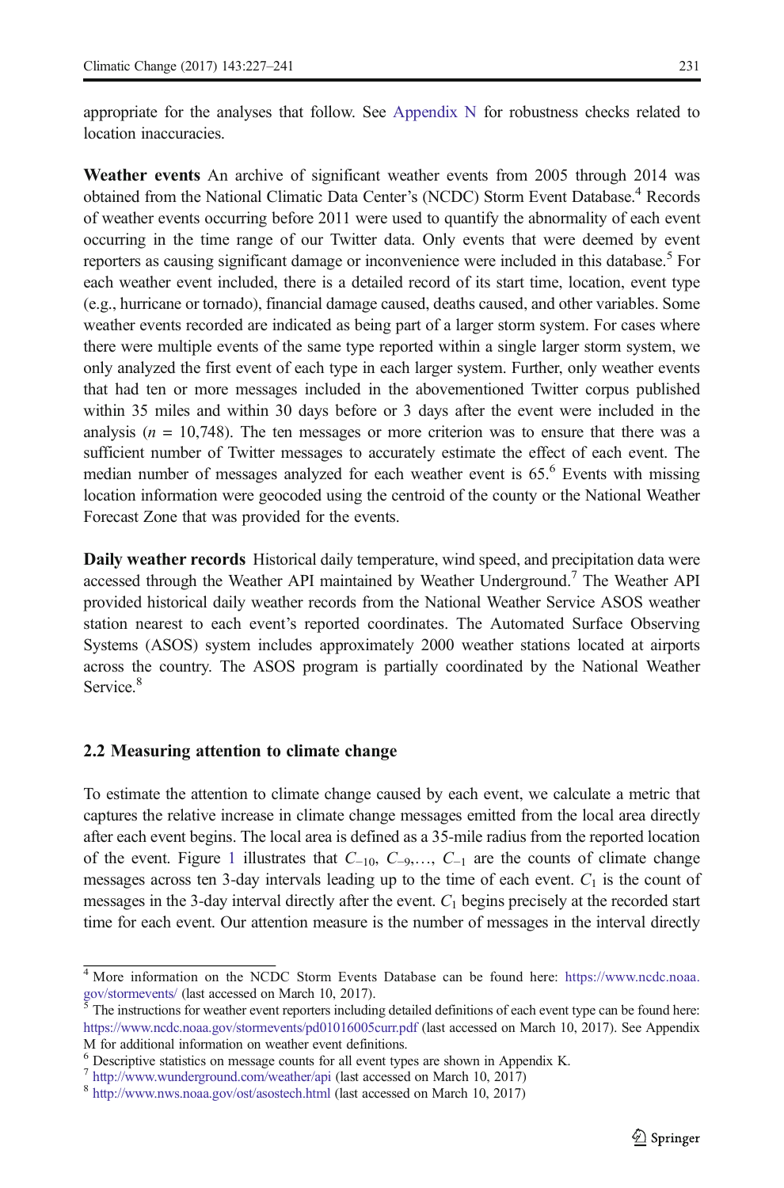appropriate for the analyses that follow. See Appendix N for robustness checks related to location inaccuracies.

**Weather events** An archive of significant weather events from 2005 through 2014 was obtained from the National Climatic Data Center's (NCDC) Storm Event Database.[4] Records of weather events occurring before 2011 were used to quantify the abnormality of each event occurring in the time range of our Twitter data. Only events that were deemed by event reporters as causing significant damage or inconvenience were included in this database.[5] For each weather event included, there is a detailed record of its start time, location, event type (e.g., hurricane or tornado), financial damage caused, deaths caused, and other variables. Some weather events recorded are indicated as being part of a larger storm system. For cases where there were multiple events of the same type reported within a single larger storm system, we only analyzed the first event of each type in each larger system. Further, only weather events that had ten or more messages included in the abovementioned Twitter corpus published within 35 miles and within 30 days before or 3 days after the event were included in the analysis ($n$ = 10,748). The ten messages or more criterion was to ensure that there was a sufficient number of Twitter messages to accurately estimate the effect of each event. The median number of messages analyzed for each weather event is 65.[6] Events with missing location information were geocoded using the centroid of the county or the National Weather Forecast Zone that was provided for the events.

**Daily weather records** Historical daily temperature, wind speed, and precipitation data were accessed through the Weather API maintained by Weather Underground.[7] The Weather API provided historical daily weather records from the National Weather Service ASOS weather station nearest to each event's reported coordinates. The Automated Surface Observing Systems (ASOS) system includes approximately 2000 weather stations located at airports across the country. The ASOS program is partially coordinated by the National Weather Service.[8]

### 2.2 Measuring attention to climate change

To estimate the attention to climate change caused by each event, we calculate a metric that captures the relative increase in climate change messages emitted from the local area directly after each event begins. The local area is defined as a 35-mile radius from the reported location of the event. Figure 1 illustrates that $C_{-10}$, $C_{-9}$,…, $C_{-1}$ are the counts of climate change messages across ten 3-day intervals leading up to the time of each event. $C_1$ is the count of messages in the 3-day interval directly after the event. $C_1$ begins precisely at the recorded start time for each event. Our attention measure is the number of messages in the interval directly

---

[4] More information on the NCDC Storm Events Database can be found here: https://www.ncdc.noaa.gov/stormevents/ (last accessed on March 10, 2017).

[5] The instructions for weather event reporters including detailed definitions of each event type can be found here: https://www.ncdc.noaa.gov/stormevents/pd01016005curr.pdf (last accessed on March 10, 2017). See Appendix M for additional information on weather event definitions.

[6] Descriptive statistics on message counts for all event types are shown in Appendix K.

[7] http://www.wunderground.com/weather/api (last accessed on March 10, 2017)

[8] http://www.nws.noaa.gov/ost/asostech.html (last accessed on March 10, 2017)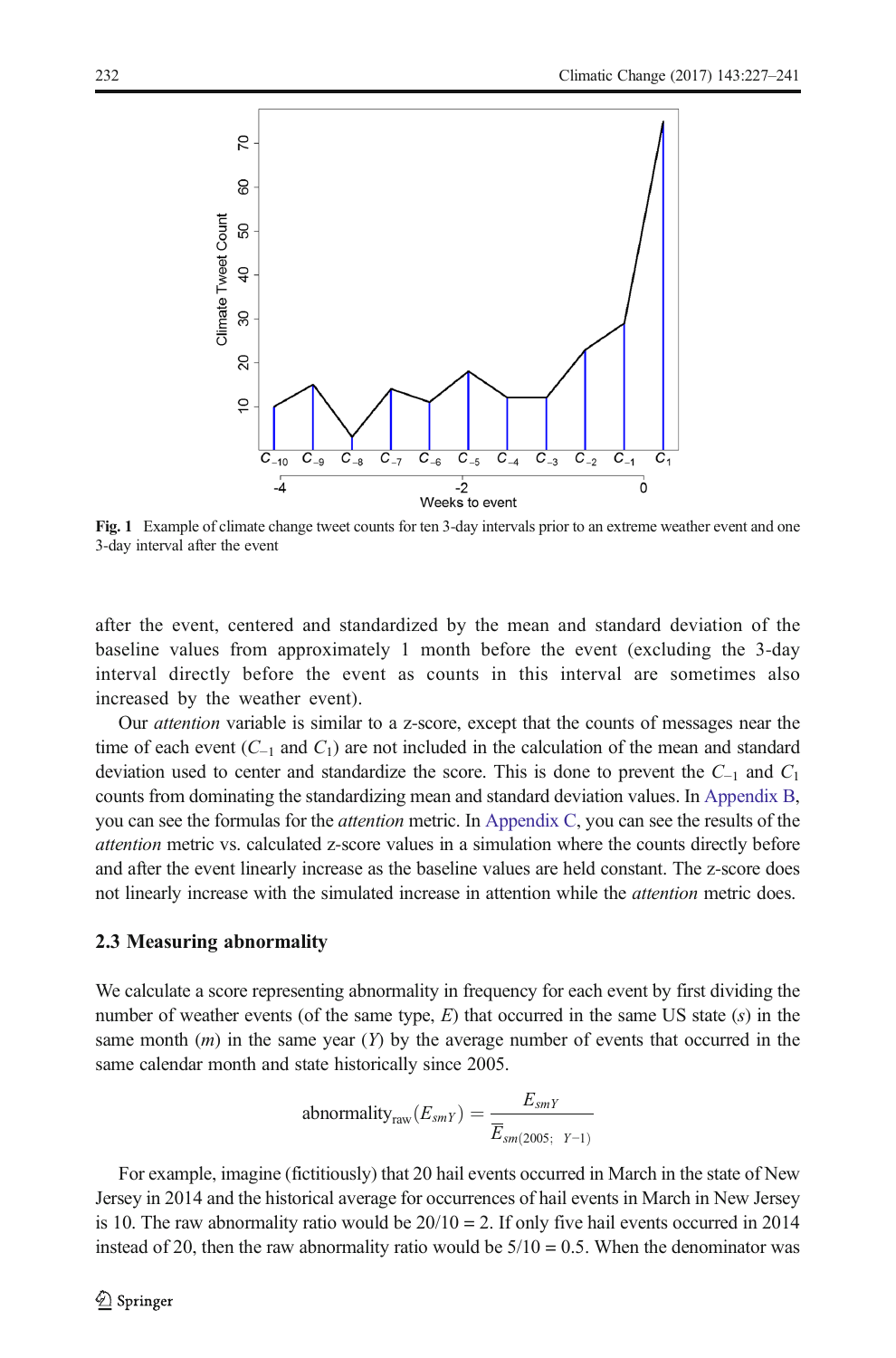Fig. 1 Example of climate change tweet counts for ten 3-day intervals prior to an extreme weather event and one 3-day interval after the event

after the event, centered and standardized by the mean and standard deviation of the baseline values from approximately 1 month before the event (excluding the 3-day interval directly before the event as counts in this interval are sometimes also increased by the weather event).

Our *attention* variable is similar to a z-score, except that the counts of messages near the time of each event ($C_{-1}$ and $C_1$) are not included in the calculation of the mean and standard deviation used to center and standardize the score. This is done to prevent the $C_{-1}$ and $C_1$ counts from dominating the standardizing mean and standard deviation values. In Appendix B, you can see the formulas for the *attention* metric. In Appendix C, you can see the results of the *attention* metric vs. calculated z-score values in a simulation where the counts directly before and after the event linearly increase as the baseline values are held constant. The z-score does not linearly increase with the simulated increase in attention while the *attention* metric does.

### 2.3 Measuring abnormality

We calculate a score representing abnormality in frequency for each event by first dividing the number of weather events (of the same type, $E$) that occurred in the same US state ($s$) in the same month ($m$) in the same year ($Y$) by the average number of events that occurred in the same calendar month and state historically since 2005.

$$\text{abnormality}_{\text{raw}}(E_{smY}) = \frac{E_{smY}}{\overline{E}_{sm(2005;\ \ Y-1)}}$$

For example, imagine (fictitiously) that 20 hail events occurred in March in the state of New Jersey in 2014 and the historical average for occurrences of hail events in March in New Jersey is 10. The raw abnormality ratio would be 20/10 = 2. If only five hail events occurred in 2014 instead of 20, then the raw abnormality ratio would be 5/10 = 0.5. When the denominator was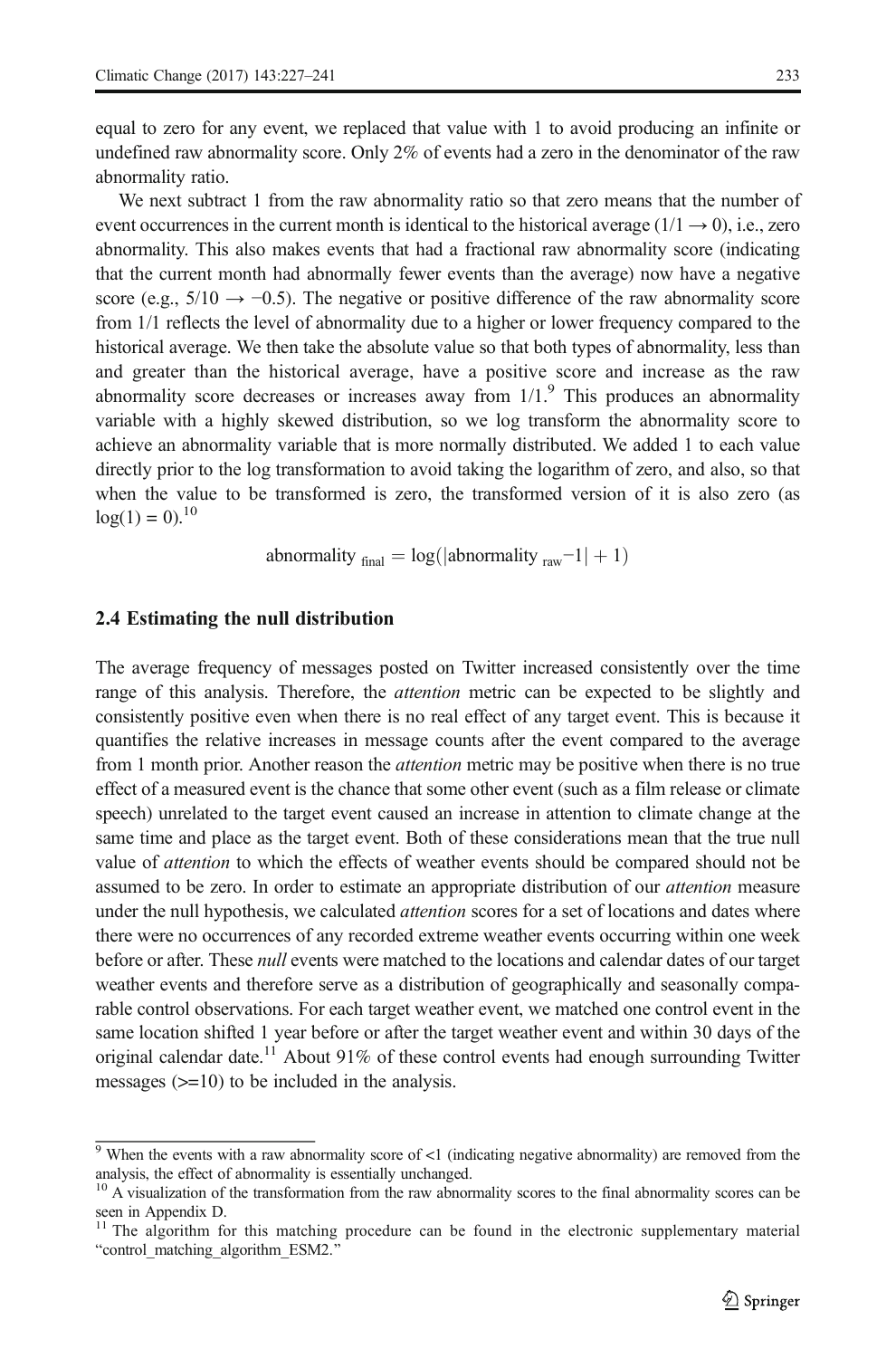equal to zero for any event, we replaced that value with 1 to avoid producing an infinite or undefined raw abnormality score. Only 2% of events had a zero in the denominator of the raw abnormality ratio.

We next subtract 1 from the raw abnormality ratio so that zero means that the number of event occurrences in the current month is identical to the historical average ($1/1 \rightarrow 0$), i.e., zero abnormality. This also makes events that had a fractional raw abnormality score (indicating that the current month had abnormally fewer events than the average) now have a negative score (e.g., $5/10 \rightarrow -0.5$). The negative or positive difference of the raw abnormality score from 1/1 reflects the level of abnormality due to a higher or lower frequency compared to the historical average. We then take the absolute value so that both types of abnormality, less than and greater than the historical average, have a positive score and increase as the raw abnormality score decreases or increases away from 1/1.[9] This produces an abnormality variable with a highly skewed distribution, so we log transform the abnormality score to achieve an abnormality variable that is more normally distributed. We added 1 to each value directly prior to the log transformation to avoid taking the logarithm of zero, and also, so that when the value to be transformed is zero, the transformed version of it is also zero (as $\log(1) = 0$).[10]

$$\text{abnormality}_{\text{final}} = \log(|\text{abnormality}_{\text{raw}} - 1| + 1)$$

### 2.4 Estimating the null distribution

The average frequency of messages posted on Twitter increased consistently over the time range of this analysis. Therefore, the *attention* metric can be expected to be slightly and consistently positive even when there is no real effect of any target event. This is because it quantifies the relative increases in message counts after the event compared to the average from 1 month prior. Another reason the *attention* metric may be positive when there is no true effect of a measured event is the chance that some other event (such as a film release or climate speech) unrelated to the target event caused an increase in attention to climate change at the same time and place as the target event. Both of these considerations mean that the true null value of *attention* to which the effects of weather events should be compared should not be assumed to be zero. In order to estimate an appropriate distribution of our *attention* measure under the null hypothesis, we calculated *attention* scores for a set of locations and dates where there were no occurrences of any recorded extreme weather events occurring within one week before or after. These *null* events were matched to the locations and calendar dates of our target weather events and therefore serve as a distribution of geographically and seasonally comparable control observations. For each target weather event, we matched one control event in the same location shifted 1 year before or after the target weather event and within 30 days of the original calendar date.[11] About 91% of these control events had enough surrounding Twitter messages (>=10) to be included in the analysis.

---

[9] When the events with a raw abnormality score of <1 (indicating negative abnormality) are removed from the analysis, the effect of abnormality is essentially unchanged.

[10] A visualization of the transformation from the raw abnormality scores to the final abnormality scores can be seen in Appendix D.

[11] The algorithm for this matching procedure can be found in the electronic supplementary material "control_matching_algorithm_ESM2."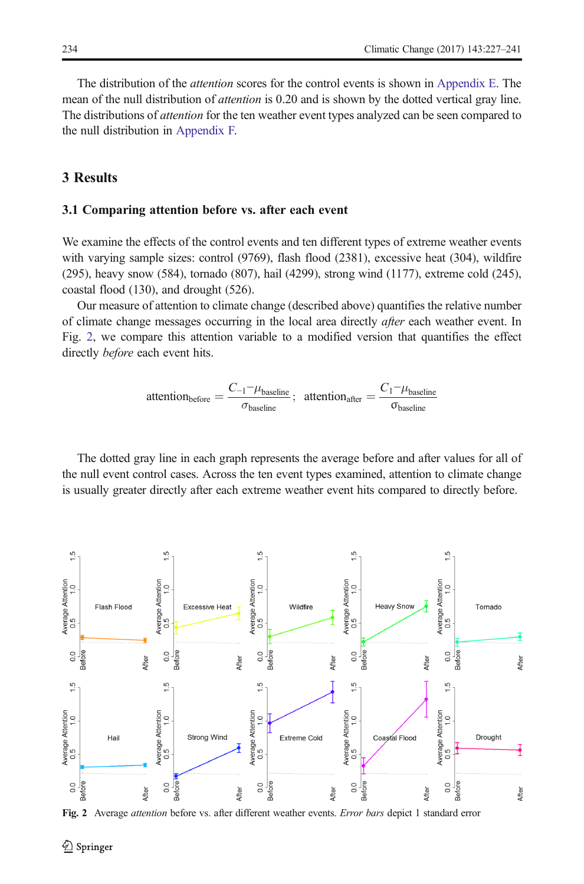The distribution of the *attention* scores for the control events is shown in Appendix E. The mean of the null distribution of *attention* is 0.20 and is shown by the dotted vertical gray line. The distributions of *attention* for the ten weather event types analyzed can be seen compared to the null distribution in Appendix F.

## 3 Results

### 3.1 Comparing attention before vs. after each event

We examine the effects of the control events and ten different types of extreme weather events with varying sample sizes: control (9769), flash flood (2381), excessive heat (304), wildfire (295), heavy snow (584), tornado (807), hail (4299), strong wind (1177), extreme cold (245), coastal flood (130), and drought (526).

Our measure of attention to climate change (described above) quantifies the relative number of climate change messages occurring in the local area directly *after* each weather event. In Fig. 2, we compare this attention variable to a modified version that quantifies the effect directly *before* each event hits.

$$\text{attention}_{\text{before}} = \frac{C_{-1} - \mu_{\text{baseline}}}{\sigma_{\text{baseline}}}; \quad \text{attention}_{\text{after}} = \frac{C_{1} - \mu_{\text{baseline}}}{\sigma_{\text{baseline}}}$$

The dotted gray line in each graph represents the average before and after values for all of the null event control cases. Across the ten event types examined, attention to climate change is usually greater directly after each extreme weather event hits compared to directly before.

**Fig. 2** Average *attention* before vs. after different weather events. *Error bars* depict 1 standard error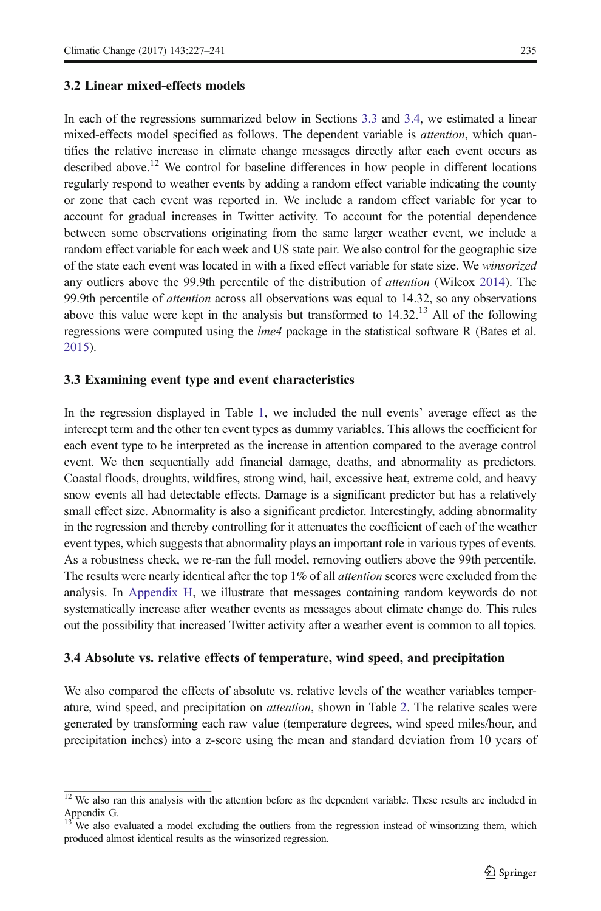### 3.2 Linear mixed-effects models

In each of the regressions summarized below in Sections 3.3 and 3.4, we estimated a linear mixed-effects model specified as follows. The dependent variable is *attention*, which quantifies the relative increase in climate change messages directly after each event occurs as described above.[12] We control for baseline differences in how people in different locations regularly respond to weather events by adding a random effect variable indicating the county or zone that each event was reported in. We include a random effect variable for year to account for gradual increases in Twitter activity. To account for the potential dependence between some observations originating from the same larger weather event, we include a random effect variable for each week and US state pair. We also control for the geographic size of the state each event was located in with a fixed effect variable for state size. We *winsorized* any outliers above the 99.9th percentile of the distribution of *attention* (Wilcox 2014). The 99.9th percentile of *attention* across all observations was equal to 14.32, so any observations above this value were kept in the analysis but transformed to 14.32.[13] All of the following regressions were computed using the *lme4* package in the statistical software R (Bates et al. 2015).

### 3.3 Examining event type and event characteristics

In the regression displayed in Table 1, we included the null events' average effect as the intercept term and the other ten event types as dummy variables. This allows the coefficient for each event type to be interpreted as the increase in attention compared to the average control event. We then sequentially add financial damage, deaths, and abnormality as predictors. Coastal floods, droughts, wildfires, strong wind, hail, excessive heat, extreme cold, and heavy snow events all had detectable effects. Damage is a significant predictor but has a relatively small effect size. Abnormality is also a significant predictor. Interestingly, adding abnormality in the regression and thereby controlling for it attenuates the coefficient of each of the weather event types, which suggests that abnormality plays an important role in various types of events. As a robustness check, we re-ran the full model, removing outliers above the 99th percentile. The results were nearly identical after the top 1% of all *attention* scores were excluded from the analysis. In Appendix H, we illustrate that messages containing random keywords do not systematically increase after weather events as messages about climate change do. This rules out the possibility that increased Twitter activity after a weather event is common to all topics.

### 3.4 Absolute vs. relative effects of temperature, wind speed, and precipitation

We also compared the effects of absolute vs. relative levels of the weather variables temperature, wind speed, and precipitation on *attention*, shown in Table 2. The relative scales were generated by transforming each raw value (temperature degrees, wind speed miles/hour, and precipitation inches) into a z-score using the mean and standard deviation from 10 years of

---

[12] We also ran this analysis with the attention before as the dependent variable. These results are included in Appendix G.

[13] We also evaluated a model excluding the outliers from the regression instead of winsorizing them, which produced almost identical results as the winsorized regression.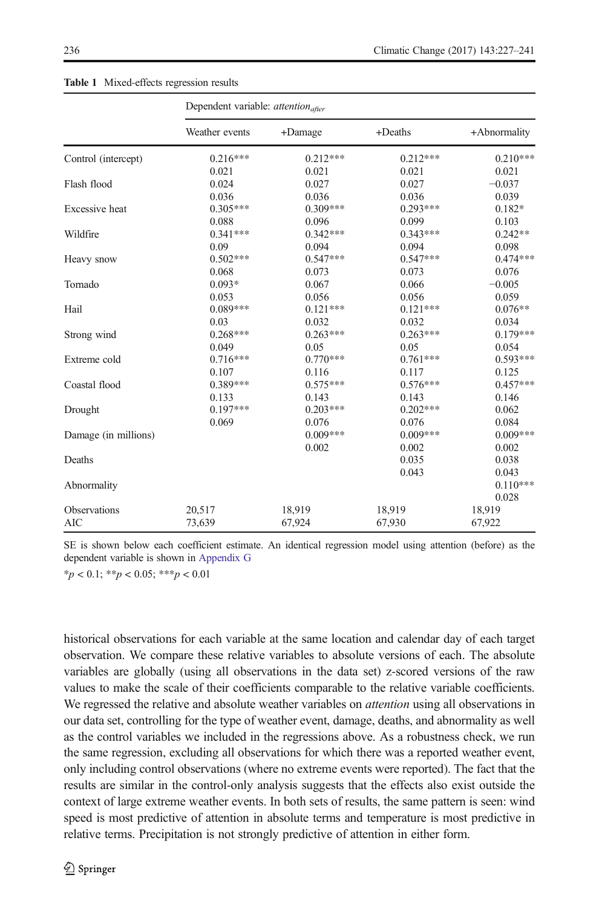**Table 1** Mixed-effects regression results

| | Dependent variable: *attention*$_{after}$ | | | |
|---|---|---|---|---|
| | Weather events | +Damage | +Deaths | +Abnormality |
| Control (intercept) | 0.216*** | 0.212*** | 0.212*** | 0.210*** |
| | 0.021 | 0.021 | 0.021 | 0.021 |
| Flash flood | 0.024 | 0.027 | 0.027 | −0.037 |
| | 0.036 | 0.036 | 0.036 | 0.039 |
| Excessive heat | 0.305*** | 0.309*** | 0.293*** | 0.182* |
| | 0.088 | 0.096 | 0.099 | 0.103 |
| Wildfire | 0.341*** | 0.342*** | 0.343*** | 0.242** |
| | 0.09 | 0.094 | 0.094 | 0.098 |
| Heavy snow | 0.502*** | 0.547*** | 0.547*** | 0.474*** |
| | 0.068 | 0.073 | 0.073 | 0.076 |
| Tornado | 0.093* | 0.067 | 0.066 | −0.005 |
| | 0.053 | 0.056 | 0.056 | 0.059 |
| Hail | 0.089*** | 0.121*** | 0.121*** | 0.076** |
| | 0.03 | 0.032 | 0.032 | 0.034 |
| Strong wind | 0.268*** | 0.263*** | 0.263*** | 0.179*** |
| | 0.049 | 0.05 | 0.05 | 0.054 |
| Extreme cold | 0.716*** | 0.770*** | 0.761*** | 0.593*** |
| | 0.107 | 0.116 | 0.117 | 0.125 |
| Coastal flood | 0.389*** | 0.575*** | 0.576*** | 0.457*** |
| | 0.133 | 0.143 | 0.143 | 0.146 |
| Drought | 0.197*** | 0.203*** | 0.202*** | 0.062 |
| | 0.069 | 0.076 | 0.076 | 0.084 |
| Damage (in millions) | | 0.009*** | 0.009*** | 0.009*** |
| | | 0.002 | 0.002 | 0.002 |
| Deaths | | | 0.035 | 0.038 |
| | | | 0.043 | 0.043 |
| Abnormality | | | | 0.110*** |
| | | | | 0.028 |
| Observations | 20,517 | 18,919 | 18,919 | 18,919 |
| AIC | 73,639 | 67,924 | 67,930 | 67,922 |

SE is shown below each coefficient estimate. An identical regression model using attention (before) as the dependent variable is shown in Appendix G

*$p < 0.1$; **$p < 0.05$; ***$p < 0.01$

historical observations for each variable at the same location and calendar day of each target observation. We compare these relative variables to absolute versions of each. The absolute variables are globally (using all observations in the data set) z-scored versions of the raw values to make the scale of their coefficients comparable to the relative variable coefficients. We regressed the relative and absolute weather variables on *attention* using all observations in our data set, controlling for the type of weather event, damage, deaths, and abnormality as well as the control variables we included in the regressions above. As a robustness check, we run the same regression, excluding all observations for which there was a reported weather event, only including control observations (where no extreme events were reported). The fact that the results are similar in the control-only analysis suggests that the effects also exist outside the context of large extreme weather events. In both sets of results, the same pattern is seen: wind speed is most predictive of attention in absolute terms and temperature is most predictive in relative terms. Precipitation is not strongly predictive of attention in either form.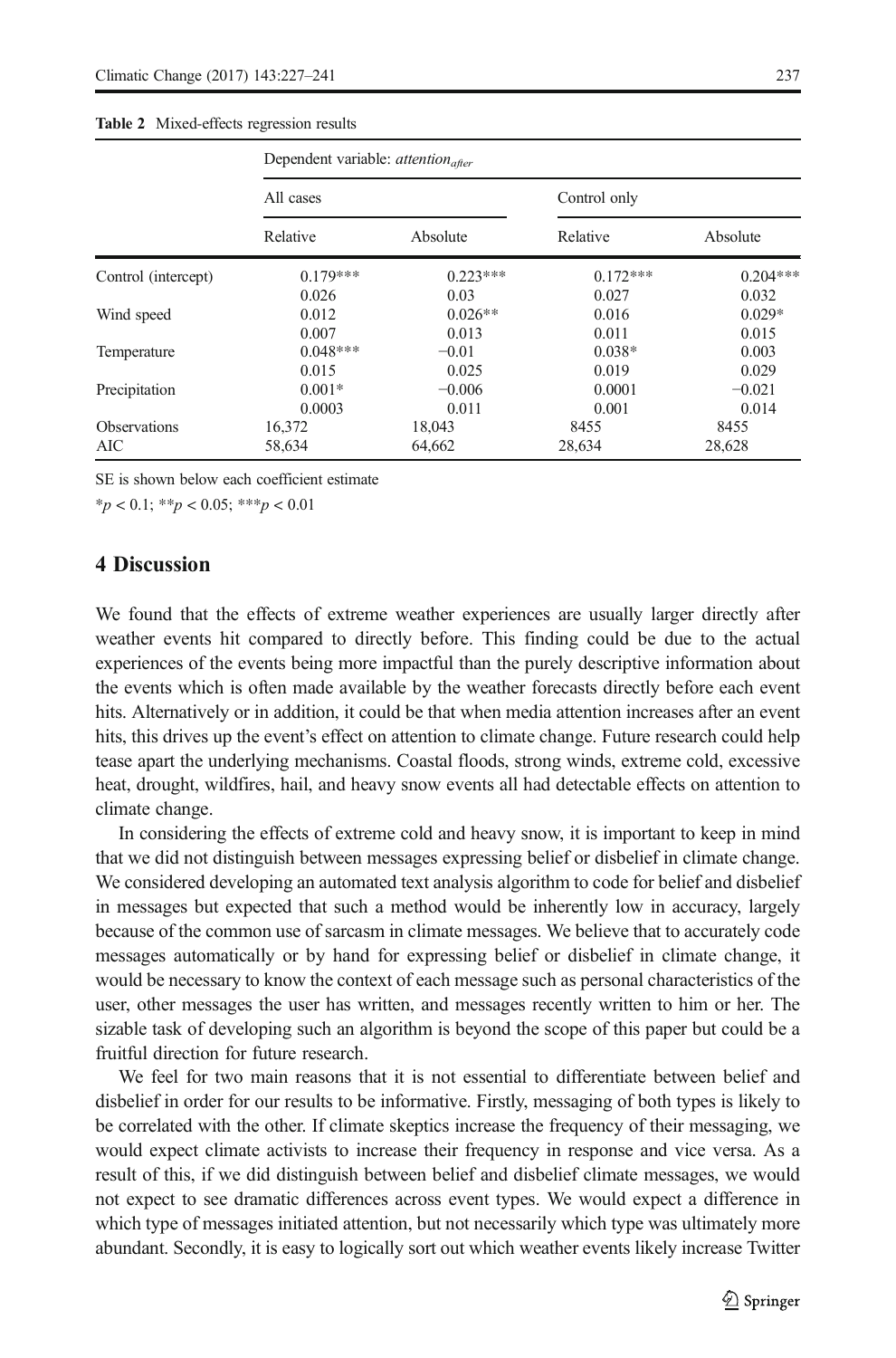**Table 2** Mixed-effects regression results

| | Dependent variable: $attention_{after}$ | | | |
|---|---|---|---|---|
| | All cases | | Control only | |
| | Relative | Absolute | Relative | Absolute |
| Control (intercept) | 0.179*** | 0.223*** | 0.172*** | 0.204*** |
| | 0.026 | 0.03 | 0.027 | 0.032 |
| Wind speed | 0.012 | 0.026** | 0.016 | 0.029* |
| | 0.007 | 0.013 | 0.011 | 0.015 |
| Temperature | 0.048*** | −0.01 | 0.038* | 0.003 |
| | 0.015 | 0.025 | 0.019 | 0.029 |
| Precipitation | 0.001* | −0.006 | 0.0001 | −0.021 |
| | 0.0003 | 0.011 | 0.001 | 0.014 |
| Observations | 16,372 | 18,043 | 8455 | 8455 |
| AIC | 58,634 | 64,662 | 28,634 | 28,628 |

SE is shown below each coefficient estimate

*$p < 0.1$; **$p < 0.05$; ***$p < 0.01$

## 4 Discussion

We found that the effects of extreme weather experiences are usually larger directly after weather events hit compared to directly before. This finding could be due to the actual experiences of the events being more impactful than the purely descriptive information about the events which is often made available by the weather forecasts directly before each event hits. Alternatively or in addition, it could be that when media attention increases after an event hits, this drives up the event's effect on attention to climate change. Future research could help tease apart the underlying mechanisms. Coastal floods, strong winds, extreme cold, excessive heat, drought, wildfires, hail, and heavy snow events all had detectable effects on attention to climate change.

In considering the effects of extreme cold and heavy snow, it is important to keep in mind that we did not distinguish between messages expressing belief or disbelief in climate change. We considered developing an automated text analysis algorithm to code for belief and disbelief in messages but expected that such a method would be inherently low in accuracy, largely because of the common use of sarcasm in climate messages. We believe that to accurately code messages automatically or by hand for expressing belief or disbelief in climate change, it would be necessary to know the context of each message such as personal characteristics of the user, other messages the user has written, and messages recently written to him or her. The sizable task of developing such an algorithm is beyond the scope of this paper but could be a fruitful direction for future research.

We feel for two main reasons that it is not essential to differentiate between belief and disbelief in order for our results to be informative. Firstly, messaging of both types is likely to be correlated with the other. If climate skeptics increase the frequency of their messaging, we would expect climate activists to increase their frequency in response and vice versa. As a result of this, if we did distinguish between belief and disbelief climate messages, we would not expect to see dramatic differences across event types. We would expect a difference in which type of messages initiated attention, but not necessarily which type was ultimately more abundant. Secondly, it is easy to logically sort out which weather events likely increase Twitter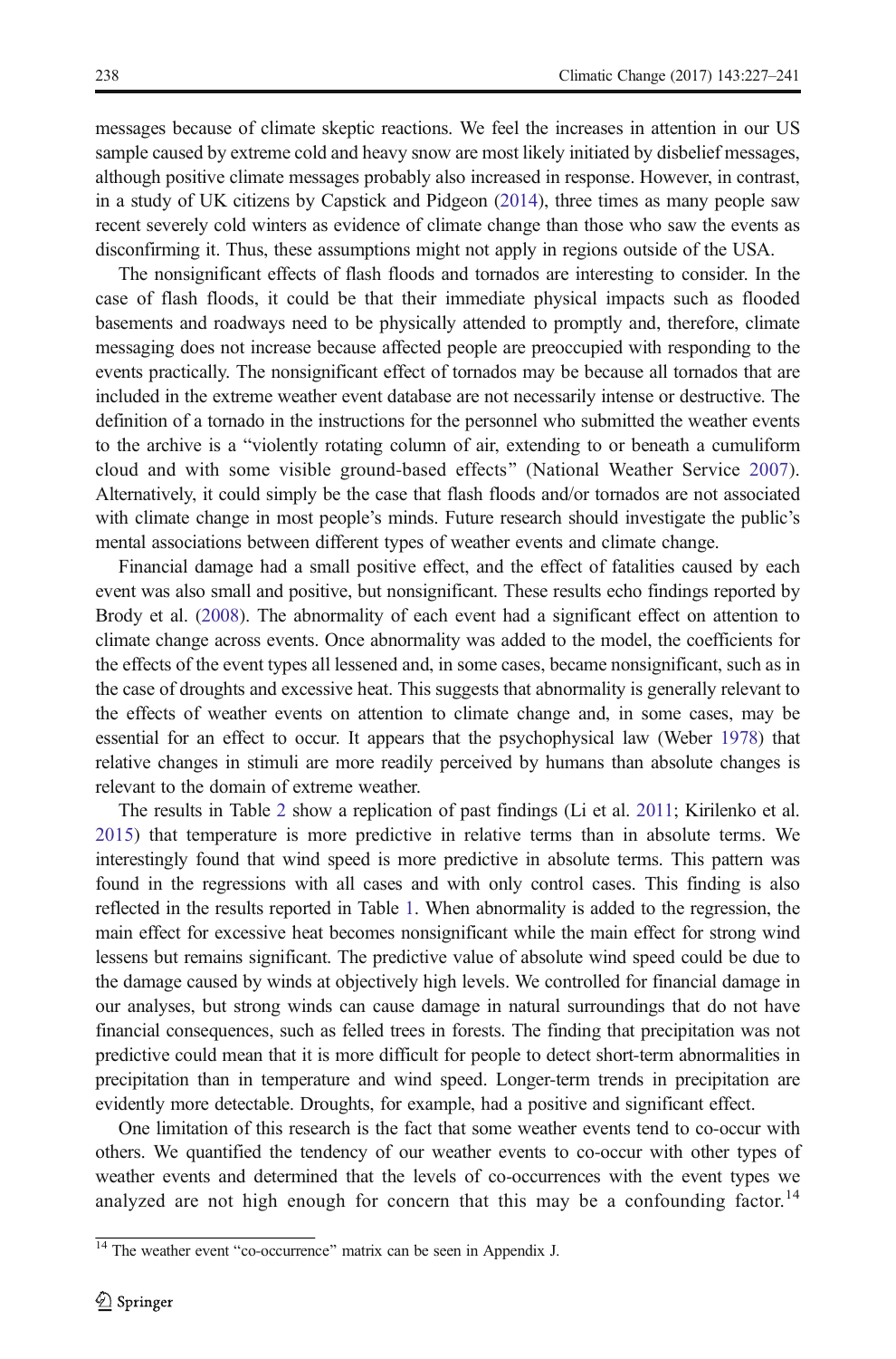messages because of climate skeptic reactions. We feel the increases in attention in our US sample caused by extreme cold and heavy snow are most likely initiated by disbelief messages, although positive climate messages probably also increased in response. However, in contrast, in a study of UK citizens by Capstick and Pidgeon (2014), three times as many people saw recent severely cold winters as evidence of climate change than those who saw the events as disconfirming it. Thus, these assumptions might not apply in regions outside of the USA.

The nonsignificant effects of flash floods and tornados are interesting to consider. In the case of flash floods, it could be that their immediate physical impacts such as flooded basements and roadways need to be physically attended to promptly and, therefore, climate messaging does not increase because affected people are preoccupied with responding to the events practically. The nonsignificant effect of tornados may be because all tornados that are included in the extreme weather event database are not necessarily intense or destructive. The definition of a tornado in the instructions for the personnel who submitted the weather events to the archive is a "violently rotating column of air, extending to or beneath a cumuliform cloud and with some visible ground-based effects" (National Weather Service 2007). Alternatively, it could simply be the case that flash floods and/or tornados are not associated with climate change in most people's minds. Future research should investigate the public's mental associations between different types of weather events and climate change.

Financial damage had a small positive effect, and the effect of fatalities caused by each event was also small and positive, but nonsignificant. These results echo findings reported by Brody et al. (2008). The abnormality of each event had a significant effect on attention to climate change across events. Once abnormality was added to the model, the coefficients for the effects of the event types all lessened and, in some cases, became nonsignificant, such as in the case of droughts and excessive heat. This suggests that abnormality is generally relevant to the effects of weather events on attention to climate change and, in some cases, may be essential for an effect to occur. It appears that the psychophysical law (Weber 1978) that relative changes in stimuli are more readily perceived by humans than absolute changes is relevant to the domain of extreme weather.

The results in Table 2 show a replication of past findings (Li et al. 2011; Kirilenko et al. 2015) that temperature is more predictive in relative terms than in absolute terms. We interestingly found that wind speed is more predictive in absolute terms. This pattern was found in the regressions with all cases and with only control cases. This finding is also reflected in the results reported in Table 1. When abnormality is added to the regression, the main effect for excessive heat becomes nonsignificant while the main effect for strong wind lessens but remains significant. The predictive value of absolute wind speed could be due to the damage caused by winds at objectively high levels. We controlled for financial damage in our analyses, but strong winds can cause damage in natural surroundings that do not have financial consequences, such as felled trees in forests. The finding that precipitation was not predictive could mean that it is more difficult for people to detect short-term abnormalities in precipitation than in temperature and wind speed. Longer-term trends in precipitation are evidently more detectable. Droughts, for example, had a positive and significant effect.

One limitation of this research is the fact that some weather events tend to co-occur with others. We quantified the tendency of our weather events to co-occur with other types of weather events and determined that the levels of co-occurrences with the event types we analyzed are not high enough for concern that this may be a confounding factor.[14]

[14] The weather event "co-occurrence" matrix can be seen in Appendix J.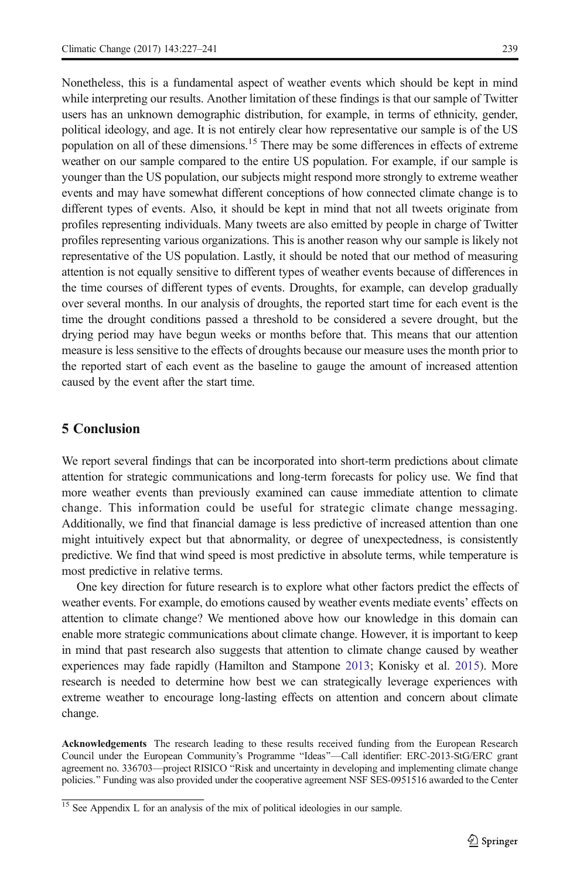Nonetheless, this is a fundamental aspect of weather events which should be kept in mind while interpreting our results. Another limitation of these findings is that our sample of Twitter users has an unknown demographic distribution, for example, in terms of ethnicity, gender, political ideology, and age. It is not entirely clear how representative our sample is of the US population on all of these dimensions.[15] There may be some differences in effects of extreme weather on our sample compared to the entire US population. For example, if our sample is younger than the US population, our subjects might respond more strongly to extreme weather events and may have somewhat different conceptions of how connected climate change is to different types of events. Also, it should be kept in mind that not all tweets originate from profiles representing individuals. Many tweets are also emitted by people in charge of Twitter profiles representing various organizations. This is another reason why our sample is likely not representative of the US population. Lastly, it should be noted that our method of measuring attention is not equally sensitive to different types of weather events because of differences in the time courses of different types of events. Droughts, for example, can develop gradually over several months. In our analysis of droughts, the reported start time for each event is the time the drought conditions passed a threshold to be considered a severe drought, but the drying period may have begun weeks or months before that. This means that our attention measure is less sensitive to the effects of droughts because our measure uses the month prior to the reported start of each event as the baseline to gauge the amount of increased attention caused by the event after the start time.

## 5 Conclusion

We report several findings that can be incorporated into short-term predictions about climate attention for strategic communications and long-term forecasts for policy use. We find that more weather events than previously examined can cause immediate attention to climate change. This information could be useful for strategic climate change messaging. Additionally, we find that financial damage is less predictive of increased attention than one might intuitively expect but that abnormality, or degree of unexpectedness, is consistently predictive. We find that wind speed is most predictive in absolute terms, while temperature is most predictive in relative terms.

One key direction for future research is to explore what other factors predict the effects of weather events. For example, do emotions caused by weather events mediate events' effects on attention to climate change? We mentioned above how our knowledge in this domain can enable more strategic communications about climate change. However, it is important to keep in mind that past research also suggests that attention to climate change caused by weather experiences may fade rapidly (Hamilton and Stampone 2013; Konisky et al. 2015). More research is needed to determine how best we can strategically leverage experiences with extreme weather to encourage long-lasting effects on attention and concern about climate change.

**Acknowledgements** The research leading to these results received funding from the European Research Council under the European Community's Programme "Ideas"—Call identifier: ERC-2013-StG/ERC grant agreement no. 336703—project RISICO "Risk and uncertainty in developing and implementing climate change policies." Funding was also provided under the cooperative agreement NSF SES-0951516 awarded to the Center

[15] See Appendix L for an analysis of the mix of political ideologies in our sample.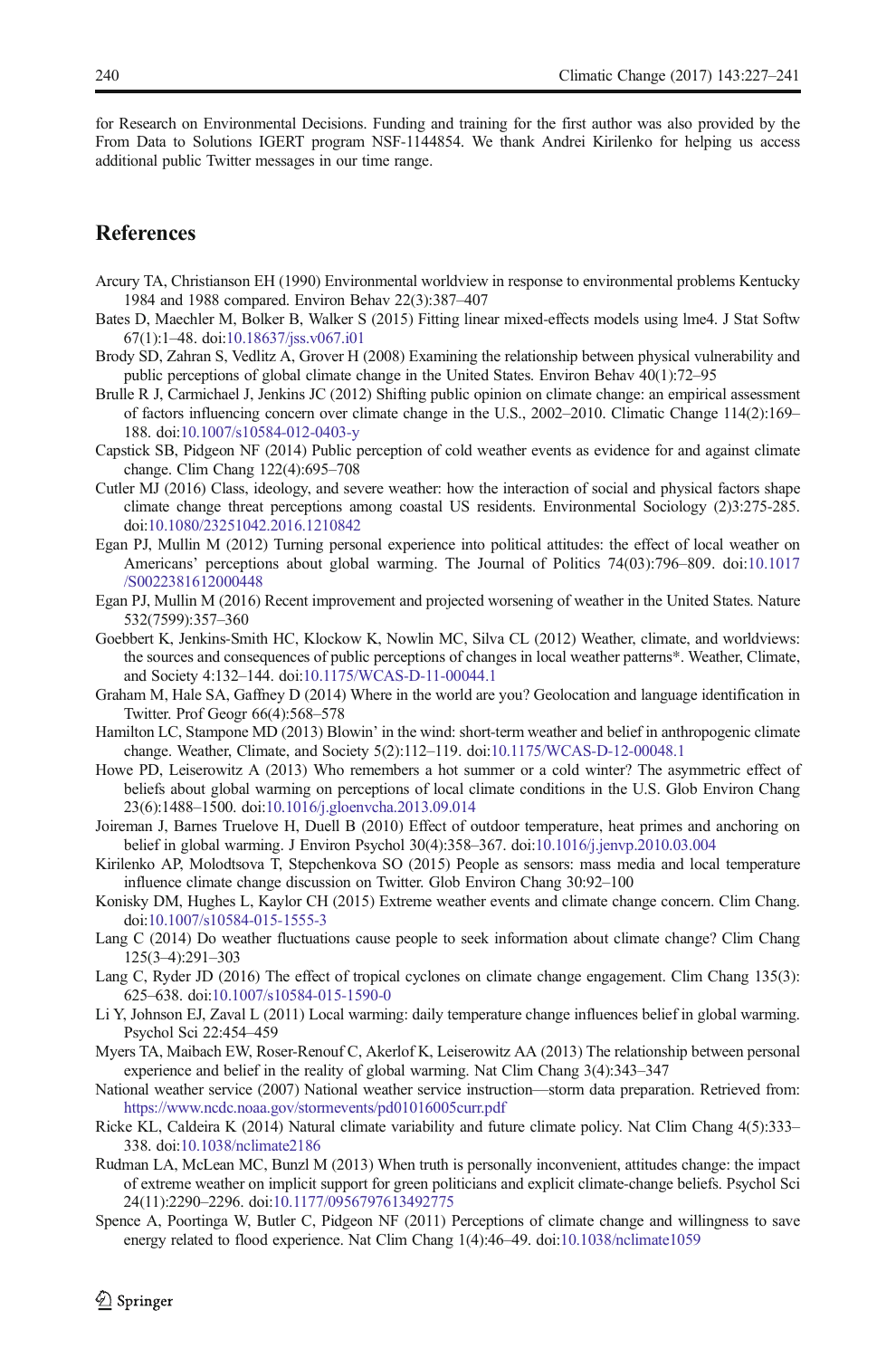for Research on Environmental Decisions. Funding and training for the first author was also provided by the From Data to Solutions IGERT program NSF-1144854. We thank Andrei Kirilenko for helping us access additional public Twitter messages in our time range.

## References

Arcury TA, Christianson EH (1990) Environmental worldview in response to environmental problems Kentucky 1984 and 1988 compared. Environ Behav 22(3):387–407

Bates D, Maechler M, Bolker B, Walker S (2015) Fitting linear mixed-effects models using lme4. J Stat Softw 67(1):1–48. doi:10.18637/jss.v067.i01

Brody SD, Zahran S, Vedlitz A, Grover H (2008) Examining the relationship between physical vulnerability and public perceptions of global climate change in the United States. Environ Behav 40(1):72–95

Brulle R J, Carmichael J, Jenkins JC (2012) Shifting public opinion on climate change: an empirical assessment of factors influencing concern over climate change in the U.S., 2002–2010. Climatic Change 114(2):169–188. doi:10.1007/s10584-012-0403-y

Capstick SB, Pidgeon NF (2014) Public perception of cold weather events as evidence for and against climate change. Clim Chang 122(4):695–708

Cutler MJ (2016) Class, ideology, and severe weather: how the interaction of social and physical factors shape climate change threat perceptions among coastal US residents. Environmental Sociology (2)3:275-285. doi:10.1080/23251042.2016.1210842

Egan PJ, Mullin M (2012) Turning personal experience into political attitudes: the effect of local weather on Americans' perceptions about global warming. The Journal of Politics 74(03):796–809. doi:10.1017/S0022381612000448

Egan PJ, Mullin M (2016) Recent improvement and projected worsening of weather in the United States. Nature 532(7599):357–360

Goebbert K, Jenkins-Smith HC, Klockow K, Nowlin MC, Silva CL (2012) Weather, climate, and worldviews: the sources and consequences of public perceptions of changes in local weather patterns*. Weather, Climate, and Society 4:132–144. doi:10.1175/WCAS-D-11-00044.1

Graham M, Hale SA, Gaffney D (2014) Where in the world are you? Geolocation and language identification in Twitter. Prof Geogr 66(4):568–578

Hamilton LC, Stampone MD (2013) Blowin' in the wind: short-term weather and belief in anthropogenic climate change. Weather, Climate, and Society 5(2):112–119. doi:10.1175/WCAS-D-12-00048.1

Howe PD, Leiserowitz A (2013) Who remembers a hot summer or a cold winter? The asymmetric effect of beliefs about global warming on perceptions of local climate conditions in the U.S. Glob Environ Chang 23(6):1488–1500. doi:10.1016/j.gloenvcha.2013.09.014

Joireman J, Barnes Truelove H, Duell B (2010) Effect of outdoor temperature, heat primes and anchoring on belief in global warming. J Environ Psychol 30(4):358–367. doi:10.1016/j.jenvp.2010.03.004

Kirilenko AP, Molodtsova T, Stepchenkova SO (2015) People as sensors: mass media and local temperature influence climate change discussion on Twitter. Glob Environ Chang 30:92–100

Konisky DM, Hughes L, Kaylor CH (2015) Extreme weather events and climate change concern. Clim Chang. doi:10.1007/s10584-015-1555-3

Lang C (2014) Do weather fluctuations cause people to seek information about climate change? Clim Chang 125(3–4):291–303

Lang C, Ryder JD (2016) The effect of tropical cyclones on climate change engagement. Clim Chang 135(3):625–638. doi:10.1007/s10584-015-1590-0

Li Y, Johnson EJ, Zaval L (2011) Local warming: daily temperature change influences belief in global warming. Psychol Sci 22:454–459

Myers TA, Maibach EW, Roser-Renouf C, Akerlof K, Leiserowitz AA (2013) The relationship between personal experience and belief in the reality of global warming. Nat Clim Chang 3(4):343–347

National weather service (2007) National weather service instruction—storm data preparation. Retrieved from: https://www.ncdc.noaa.gov/stormevents/pd01016005curr.pdf

Ricke KL, Caldeira K (2014) Natural climate variability and future climate policy. Nat Clim Chang 4(5):333–338. doi:10.1038/nclimate2186

Rudman LA, McLean MC, Bunzl M (2013) When truth is personally inconvenient, attitudes change: the impact of extreme weather on implicit support for green politicians and explicit climate-change beliefs. Psychol Sci 24(11):2290–2296. doi:10.1177/0956797613492775

Spence A, Poortinga W, Butler C, Pidgeon NF (2011) Perceptions of climate change and willingness to save energy related to flood experience. Nat Clim Chang 1(4):46–49. doi:10.1038/nclimate1059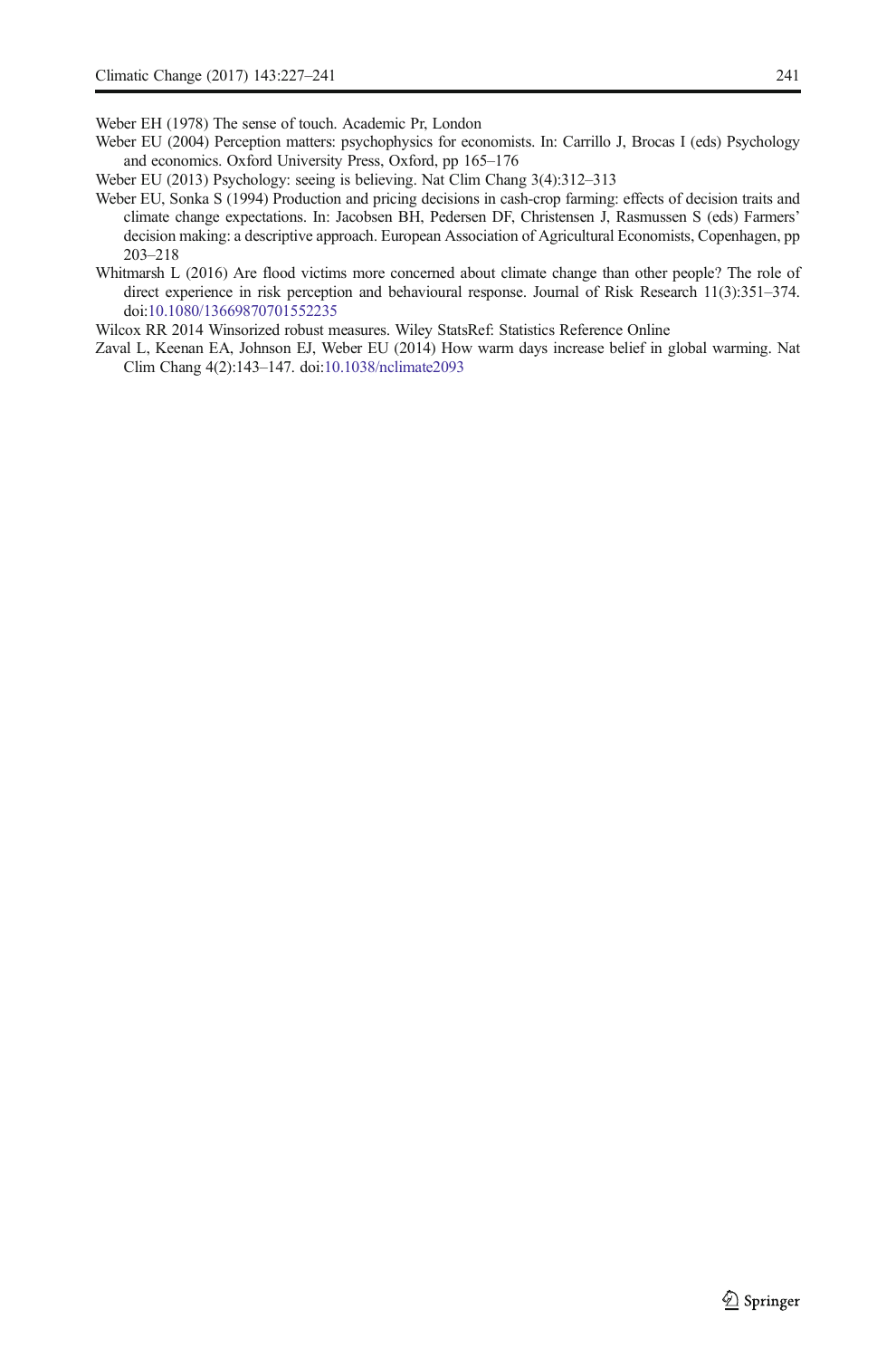Weber EH (1978) The sense of touch. Academic Pr, London

Weber EU (2004) Perception matters: psychophysics for economists. In: Carrillo J, Brocas I (eds) Psychology and economics. Oxford University Press, Oxford, pp 165–176

Weber EU (2013) Psychology: seeing is believing. Nat Clim Chang 3(4):312–313

Weber EU, Sonka S (1994) Production and pricing decisions in cash-crop farming: effects of decision traits and climate change expectations. In: Jacobsen BH, Pedersen DF, Christensen J, Rasmussen S (eds) Farmers' decision making: a descriptive approach. European Association of Agricultural Economists, Copenhagen, pp 203–218

Whitmarsh L (2016) Are flood victims more concerned about climate change than other people? The role of direct experience in risk perception and behavioural response. Journal of Risk Research 11(3):351–374. doi:10.1080/13669870701552235

Wilcox RR 2014 Winsorized robust measures. Wiley StatsRef: Statistics Reference Online

Zaval L, Keenan EA, Johnson EJ, Weber EU (2014) How warm days increase belief in global warming. Nat Clim Chang 4(2):143–147. doi:10.1038/nclimate2093